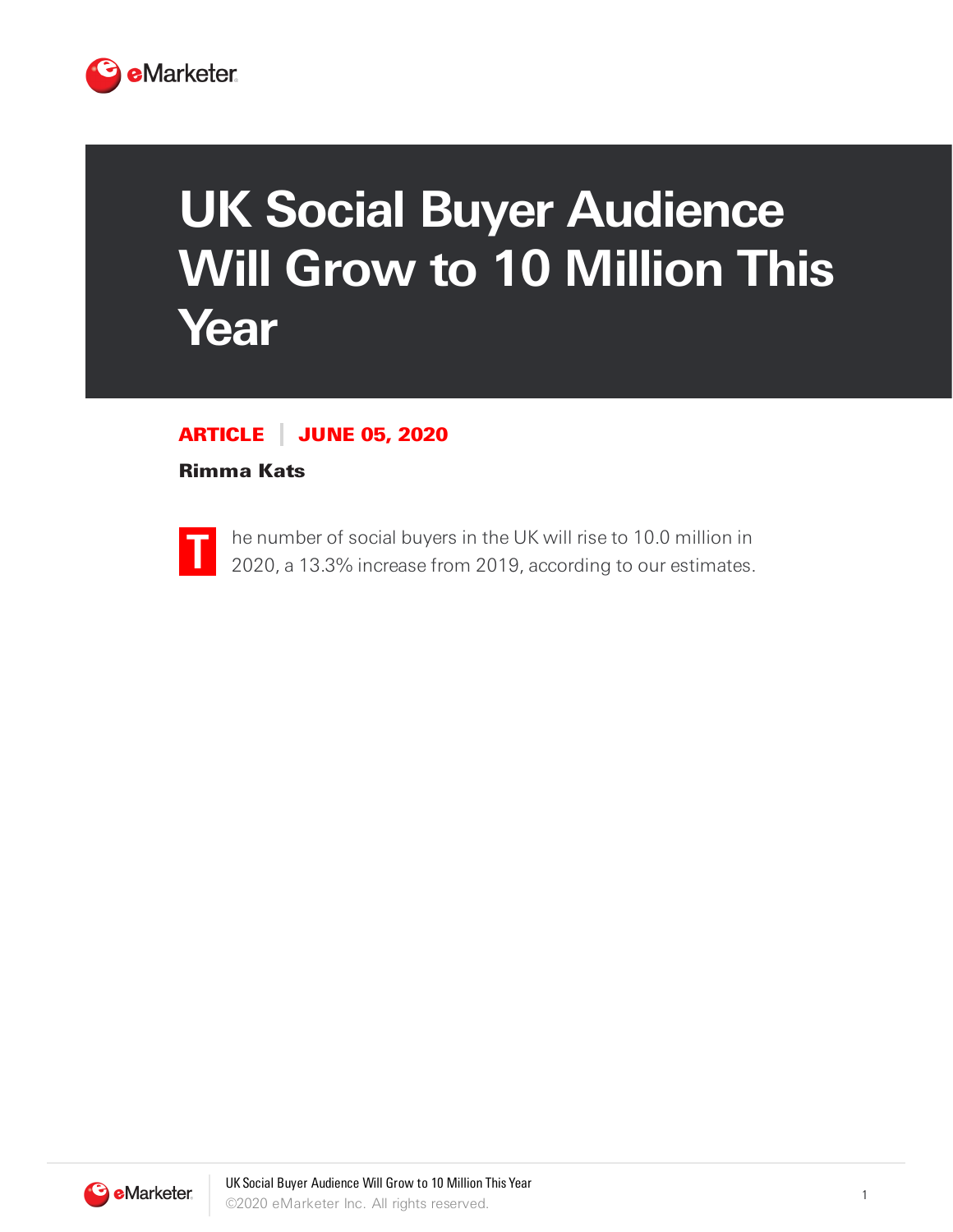# UK Social Buyer Audience Will Grow to 10 Million This Year

**ARTICLE** | **JUNE 05, 2020**

**Rimma Kats**

The number of social buyers in the UK will rise to 10.0 million in 2020, a 13.3% increase from 2019, according to our estimates.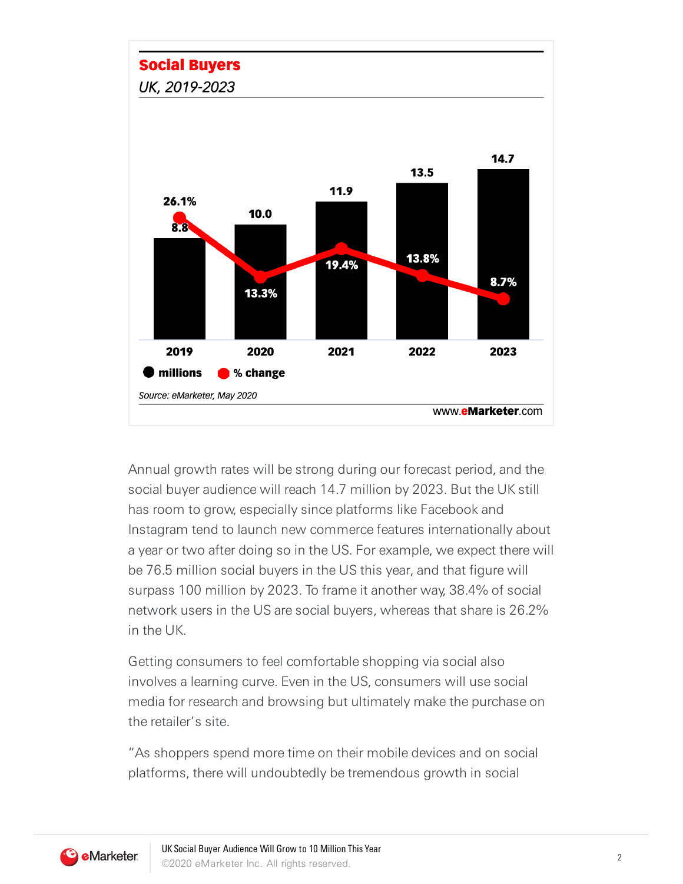**Social Buyers**

*UK, 2019-2023*

| | 2019 | 2020 | 2021 | 2022 | 2023 |
|---|---|---|---|---|---|
| millions | 8.8 | 10.0 | 11.9 | 13.5 | 14.7 |
| % change | 26.1% | 13.3% | 19.4% | 13.8% | 8.7% |

*Source: eMarketer, May 2020*

www.eMarketer.com

Annual growth rates will be strong during our forecast period, and the social buyer audience will reach 14.7 million by 2023. But the UK still has room to grow, especially since platforms like Facebook and Instagram tend to launch new commerce features internationally about a year or two after doing so in the US. For example, we expect there will be 76.5 million social buyers in the US this year, and that figure will surpass 100 million by 2023. To frame it another way, 38.4% of social network users in the US are social buyers, whereas that share is 26.2% in the UK.

Getting consumers to feel comfortable shopping via social also involves a learning curve. Even in the US, consumers will use social media for research and browsing but ultimately make the purchase on the retailer's site.

"As shoppers spend more time on their mobile devices and on social platforms, there will undoubtedly be tremendous growth in social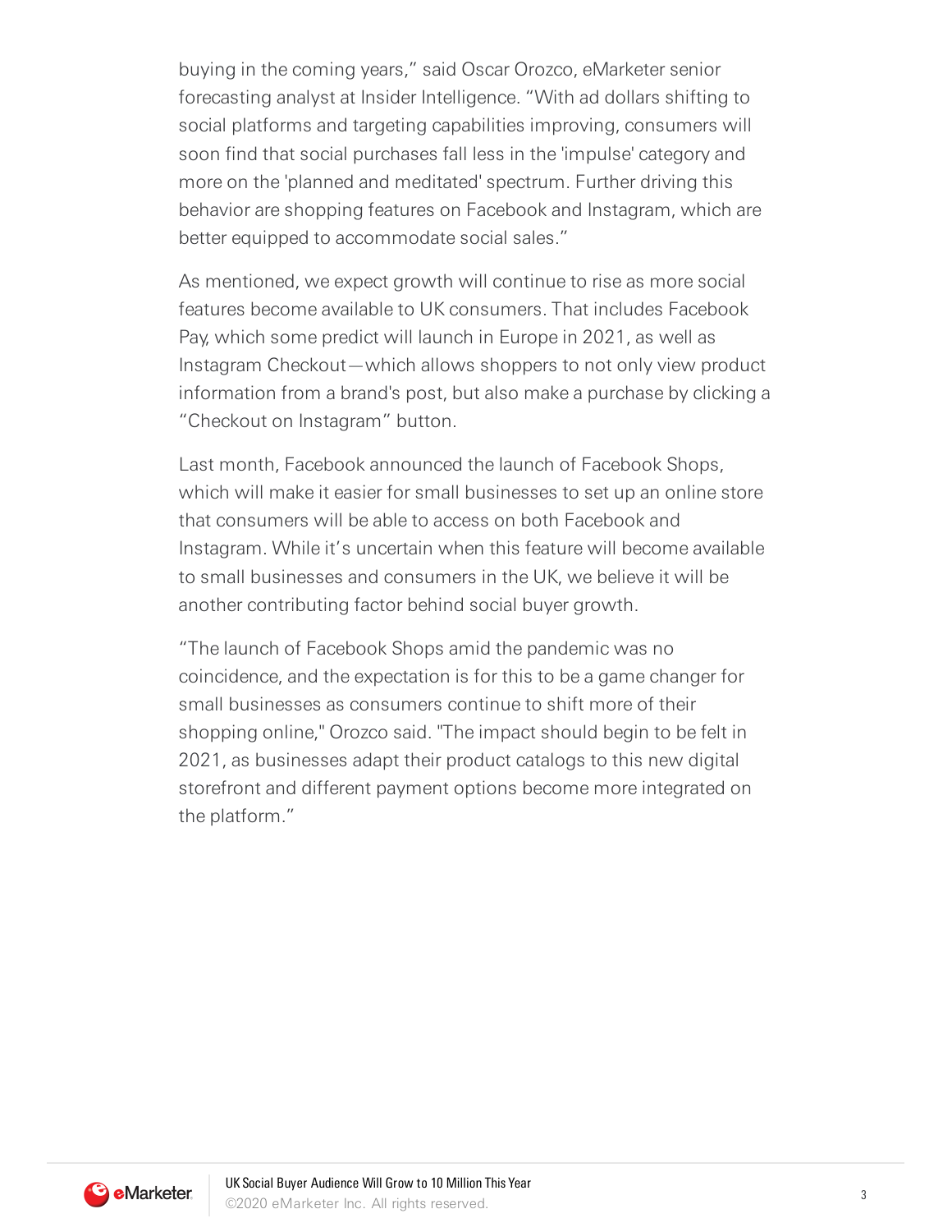buying in the coming years," said Oscar Orozco, eMarketer senior forecasting analyst at Insider Intelligence. "With ad dollars shifting to social platforms and targeting capabilities improving, consumers will soon find that social purchases fall less in the 'impulse' category and more on the 'planned and meditated' spectrum. Further driving this behavior are shopping features on Facebook and Instagram, which are better equipped to accommodate social sales."

As mentioned, we expect growth will continue to rise as more social features become available to UK consumers. That includes Facebook Pay, which some predict will launch in Europe in 2021, as well as Instagram Checkout—which allows shoppers to not only view product information from a brand's post, but also make a purchase by clicking a "Checkout on Instagram" button.

Last month, Facebook announced the launch of Facebook Shops, which will make it easier for small businesses to set up an online store that consumers will be able to access on both Facebook and Instagram. While it's uncertain when this feature will become available to small businesses and consumers in the UK, we believe it will be another contributing factor behind social buyer growth.

"The launch of Facebook Shops amid the pandemic was no coincidence, and the expectation is for this to be a game changer for small businesses as consumers continue to shift more of their shopping online," Orozco said. "The impact should begin to be felt in 2021, as businesses adapt their product catalogs to this new digital storefront and different payment options become more integrated on the platform."